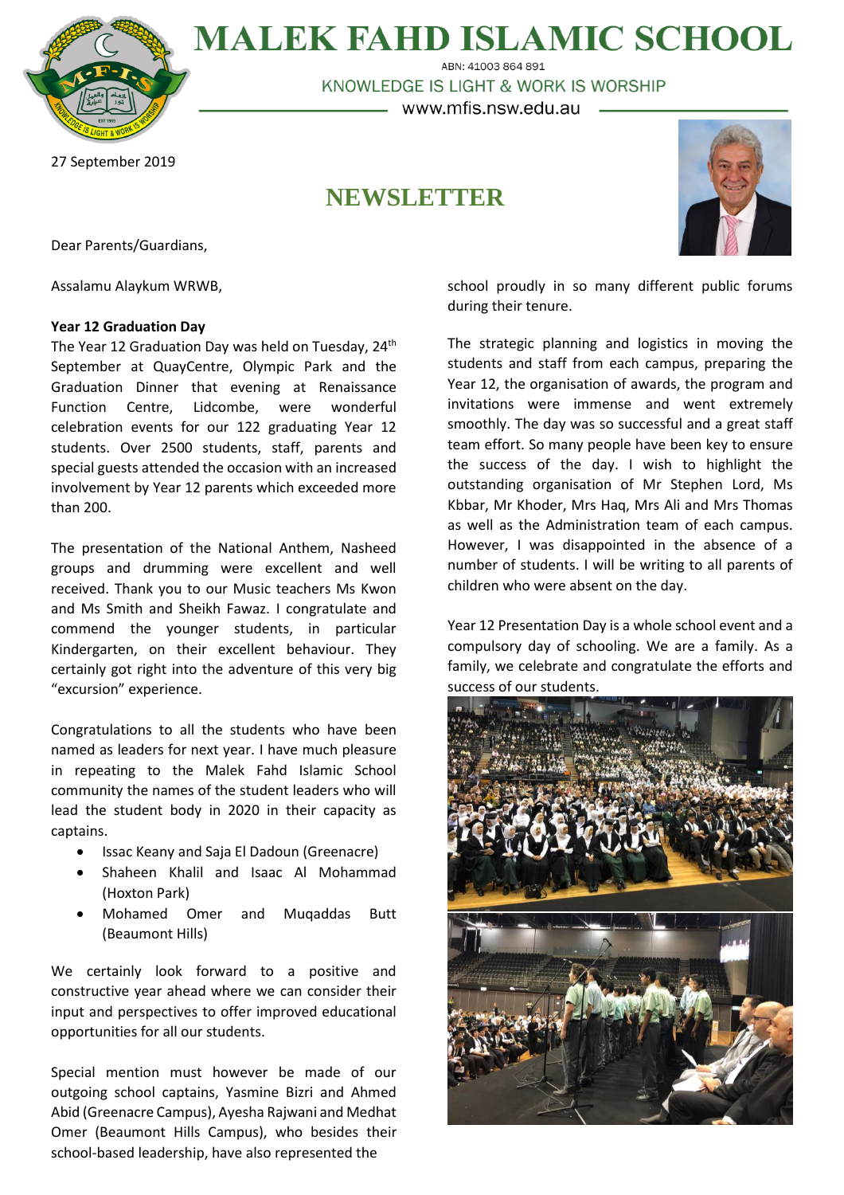# MALEK FAHD ISLAMIC SCHOOL

ABN: 41003 864 891

KNOWLEDGE IS LIGHT & WORK IS WORSHIP

www.mfis.nsw.edu.au

27 September 2019

## NEWSLETTER

Dear Parents/Guardians,

Assalamu Alaykum WRWB,

**Year 12 Graduation Day**

The Year 12 Graduation Day was held on Tuesday, 24th September at QuayCentre, Olympic Park and the Graduation Dinner that evening at Renaissance Function Centre, Lidcombe, were wonderful celebration events for our 122 graduating Year 12 students. Over 2500 students, staff, parents and special guests attended the occasion with an increased involvement by Year 12 parents which exceeded more than 200.

The presentation of the National Anthem, Nasheed groups and drumming were excellent and well received. Thank you to our Music teachers Ms Kwon and Ms Smith and Sheikh Fawaz. I congratulate and commend the younger students, in particular Kindergarten, on their excellent behaviour. They certainly got right into the adventure of this very big "excursion" experience.

Congratulations to all the students who have been named as leaders for next year. I have much pleasure in repeating to the Malek Fahd Islamic School community the names of the student leaders who will lead the student body in 2020 in their capacity as captains.

- Issac Keany and Saja El Dadoun (Greenacre)
- Shaheen Khalil and Isaac Al Mohammad (Hoxton Park)
- Mohamed Omer and Muqaddas Butt (Beaumont Hills)

We certainly look forward to a positive and constructive year ahead where we can consider their input and perspectives to offer improved educational opportunities for all our students.

Special mention must however be made of our outgoing school captains, Yasmine Bizri and Ahmed Abid (Greenacre Campus), Ayesha Rajwani and Medhat Omer (Beaumont Hills Campus), who besides their school-based leadership, have also represented the school proudly in so many different public forums during their tenure.

The strategic planning and logistics in moving the students and staff from each campus, preparing the Year 12, the organisation of awards, the program and invitations were immense and went extremely smoothly. The day was so successful and a great staff team effort. So many people have been key to ensure the success of the day. I wish to highlight the outstanding organisation of Mr Stephen Lord, Ms Kbbar, Mr Khoder, Mrs Haq, Mrs Ali and Mrs Thomas as well as the Administration team of each campus. However, I was disappointed in the absence of a number of students. I will be writing to all parents of children who were absent on the day.

Year 12 Presentation Day is a whole school event and a compulsory day of schooling. We are a family. As a family, we celebrate and congratulate the efforts and success of our students.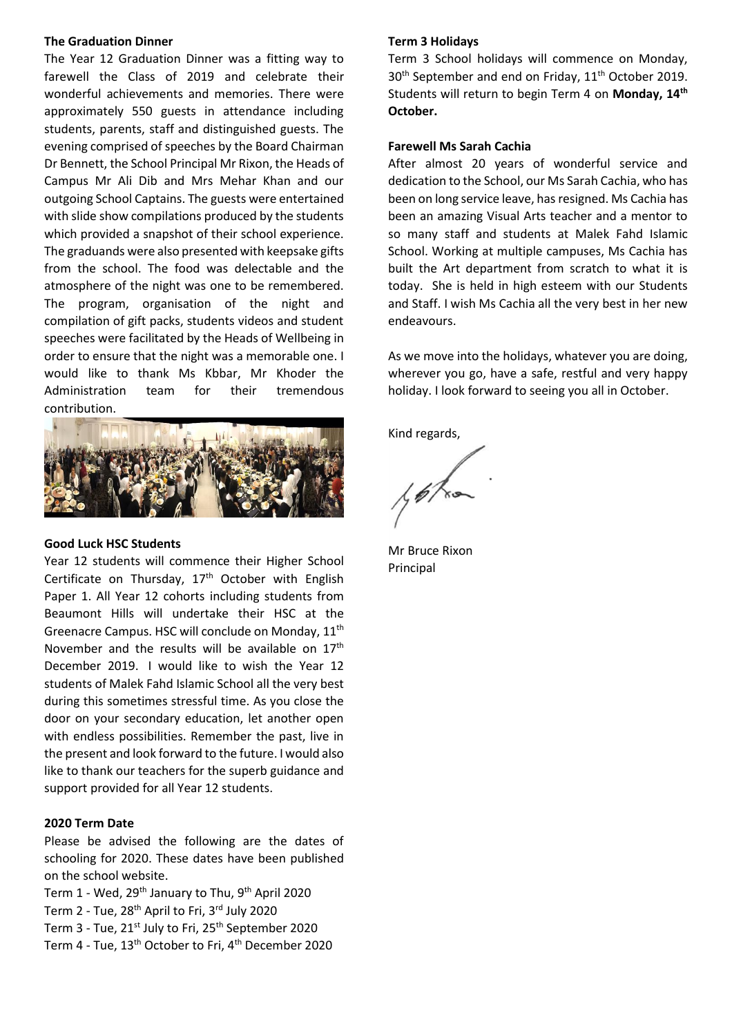**The Graduation Dinner**

The Year 12 Graduation Dinner was a fitting way to farewell the Class of 2019 and celebrate their wonderful achievements and memories. There were approximately 550 guests in attendance including students, parents, staff and distinguished guests. The evening comprised of speeches by the Board Chairman Dr Bennett, the School Principal Mr Rixon, the Heads of Campus Mr Ali Dib and Mrs Mehar Khan and our outgoing School Captains. The guests were entertained with slide show compilations produced by the students which provided a snapshot of their school experience. The graduands were also presented with keepsake gifts from the school. The food was delectable and the atmosphere of the night was one to be remembered. The program, organisation of the night and compilation of gift packs, students videos and student speeches were facilitated by the Heads of Wellbeing in order to ensure that the night was a memorable one. I would like to thank Ms Kbbar, Mr Khoder the Administration team for their tremendous contribution.

**Good Luck HSC Students**

Year 12 students will commence their Higher School Certificate on Thursday, 17th October with English Paper 1. All Year 12 cohorts including students from Beaumont Hills will undertake their HSC at the Greenacre Campus. HSC will conclude on Monday, 11th November and the results will be available on 17th December 2019. I would like to wish the Year 12 students of Malek Fahd Islamic School all the very best during this sometimes stressful time. As you close the door on your secondary education, let another open with endless possibilities. Remember the past, live in the present and look forward to the future. I would also like to thank our teachers for the superb guidance and support provided for all Year 12 students.

**2020 Term Date**

Please be advised the following are the dates of schooling for 2020. These dates have been published on the school website.

Term 1 - Wed, 29th January to Thu, 9th April 2020
Term 2 - Tue, 28th April to Fri, 3rd July 2020
Term 3 - Tue, 21st July to Fri, 25th September 2020
Term 4 - Tue, 13th October to Fri, 4th December 2020

**Term 3 Holidays**

Term 3 School holidays will commence on Monday, 30th September and end on Friday, 11th October 2019. Students will return to begin Term 4 on **Monday, 14th October.**

**Farewell Ms Sarah Cachia**

After almost 20 years of wonderful service and dedication to the School, our Ms Sarah Cachia, who has been on long service leave, has resigned. Ms Cachia has been an amazing Visual Arts teacher and a mentor to so many staff and students at Malek Fahd Islamic School. Working at multiple campuses, Ms Cachia has built the Art department from scratch to what it is today. She is held in high esteem with our Students and Staff. I wish Ms Cachia all the very best in her new endeavours.

As we move into the holidays, whatever you are doing, wherever you go, have a safe, restful and very happy holiday. I look forward to seeing you all in October.

Kind regards,

Mr Bruce Rixon
Principal